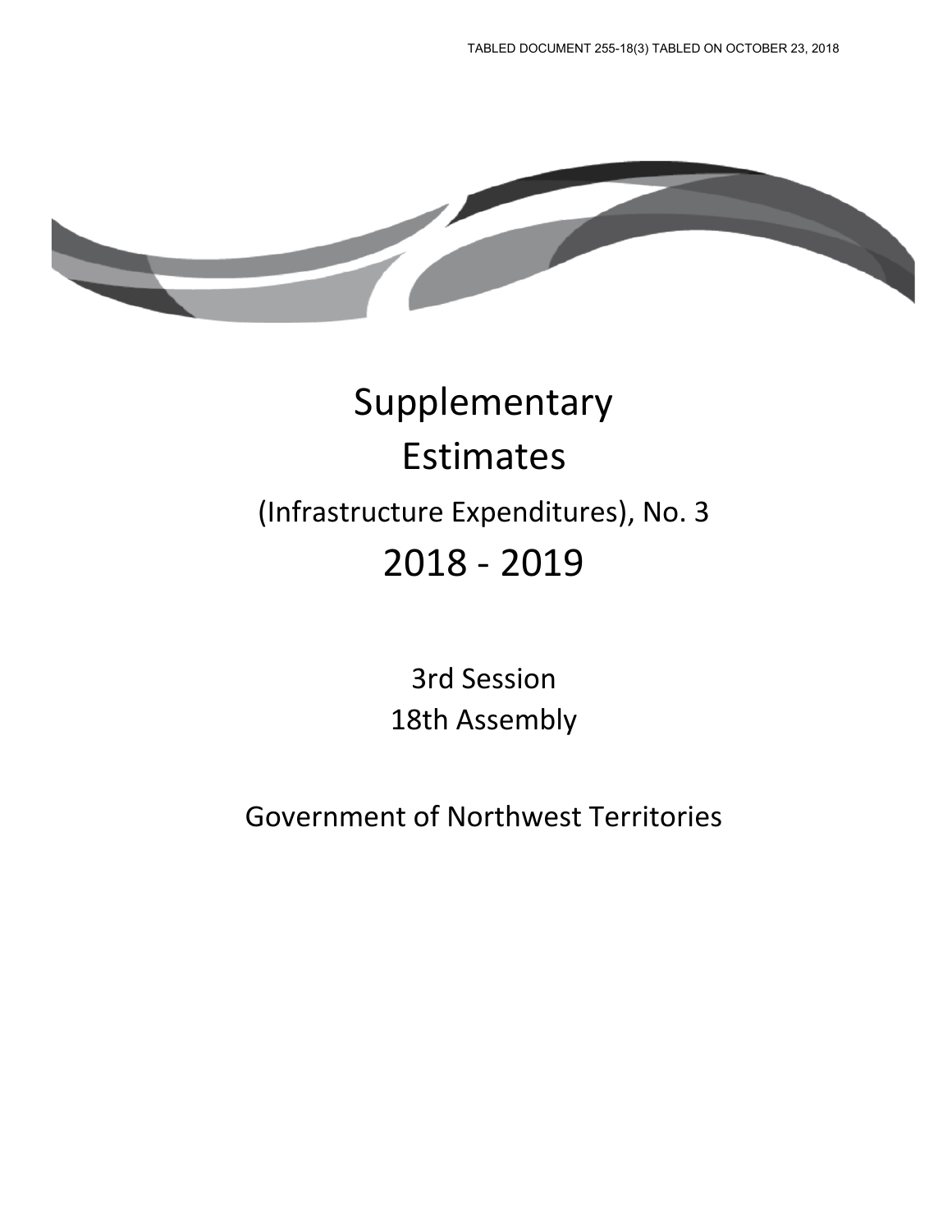TABLED DOCUMENT 255-18(3) TABLED ON OCTOBER 23, 2018

# Supplementary Estimates

## (Infrastructure Expenditures), No. 3

# 2018 - 2019

3rd Session
18th Assembly

Government of Northwest Territories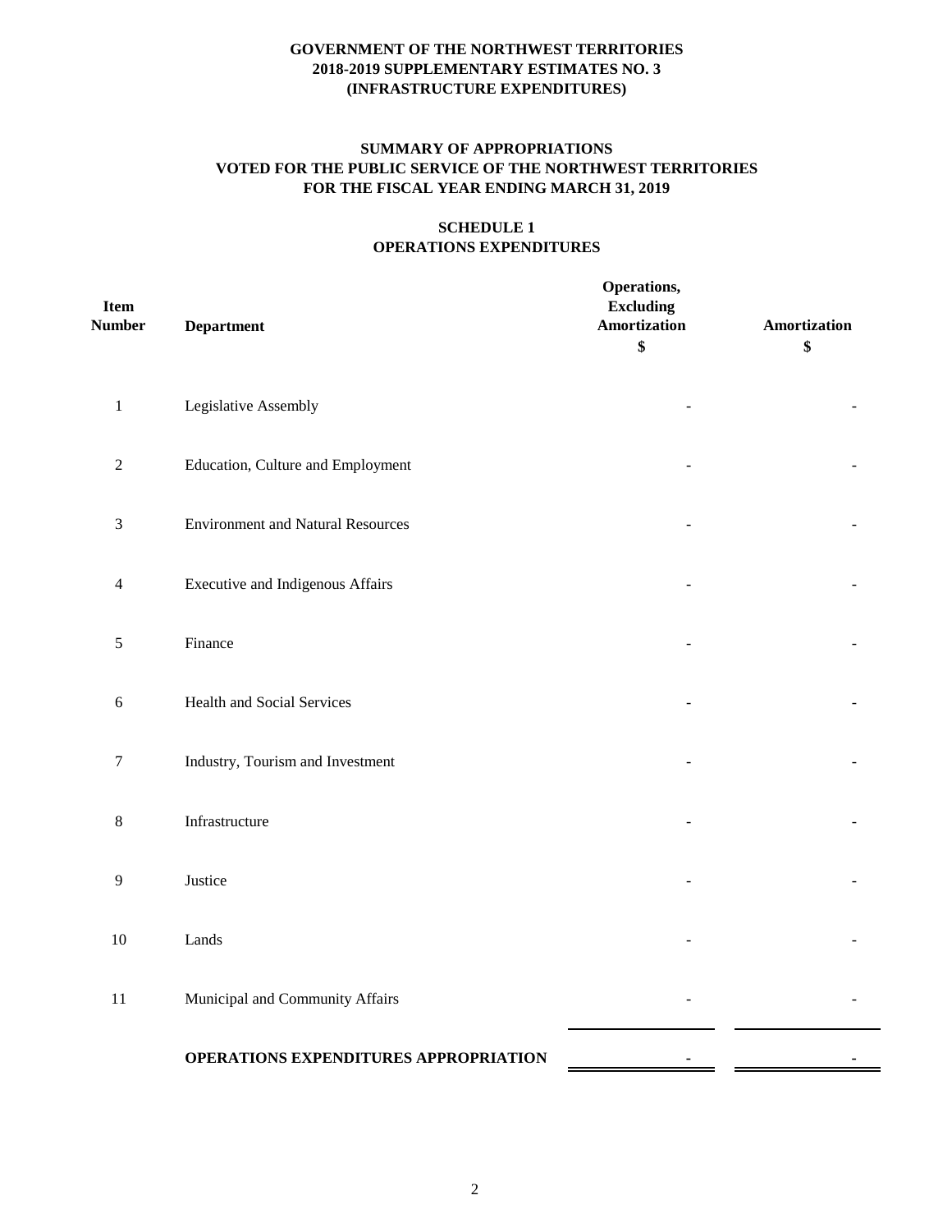**GOVERNMENT OF THE NORTHWEST TERRITORIES**
**2018-2019 SUPPLEMENTARY ESTIMATES NO. 3**
**(INFRASTRUCTURE EXPENDITURES)**

**SUMMARY OF APPROPRIATIONS**
**VOTED FOR THE PUBLIC SERVICE OF THE NORTHWEST TERRITORIES**
**FOR THE FISCAL YEAR ENDING MARCH 31, 2019**

**SCHEDULE 1**
**OPERATIONS EXPENDITURES**

| Item Number | Department | Operations, Excluding Amortization $ | Amortization $ |
|---|---|---|---|
| 1 | Legislative Assembly | - | - |
| 2 | Education, Culture and Employment | - | - |
| 3 | Environment and Natural Resources | - | - |
| 4 | Executive and Indigenous Affairs | - | - |
| 5 | Finance | - | - |
| 6 | Health and Social Services | - | - |
| 7 | Industry, Tourism and Investment | - | - |
| 8 | Infrastructure | - | - |
| 9 | Justice | - | - |
| 10 | Lands | - | - |
| 11 | Municipal and Community Affairs | - | - |
| | **OPERATIONS EXPENDITURES APPROPRIATION** | **-** | **-** |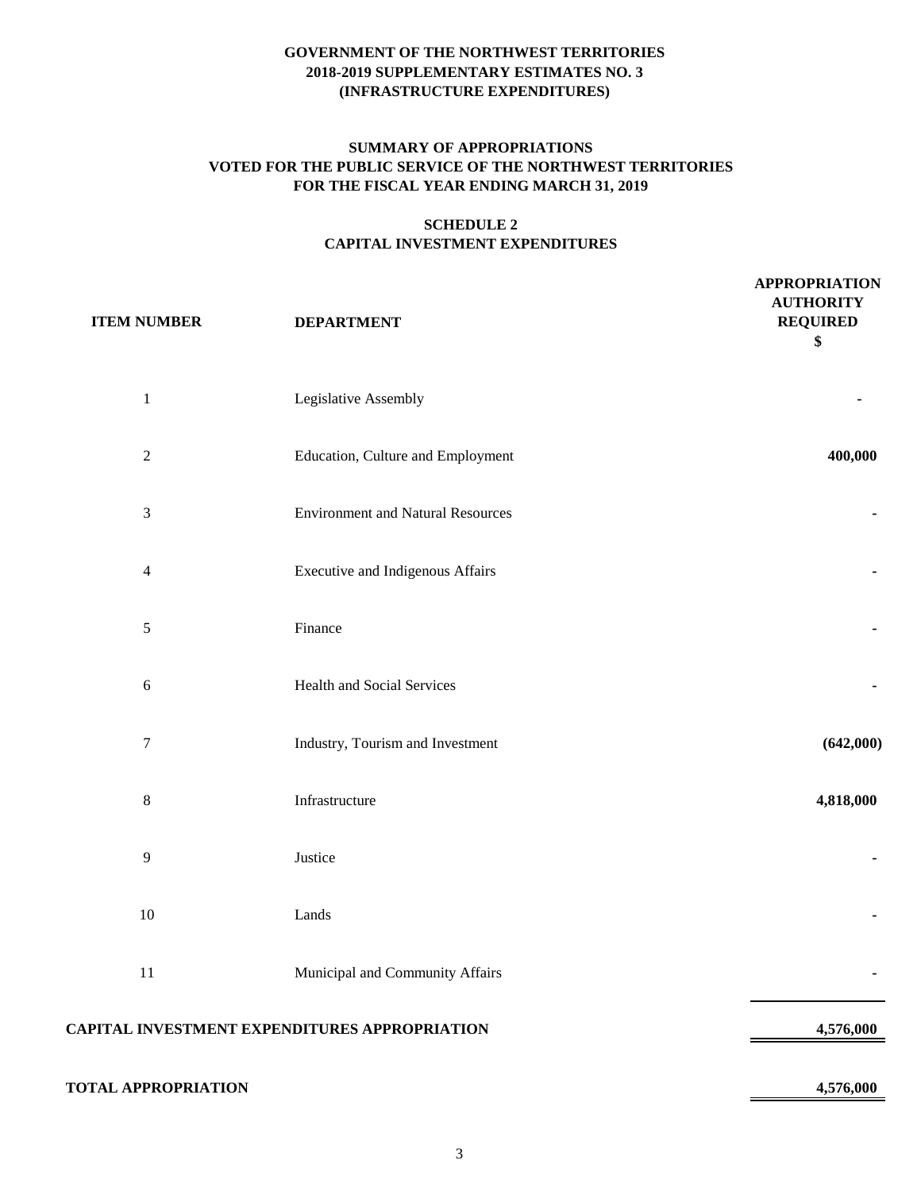**GOVERNMENT OF THE NORTHWEST TERRITORIES**
**2018-2019 SUPPLEMENTARY ESTIMATES NO. 3**
**(INFRASTRUCTURE EXPENDITURES)**

**SUMMARY OF APPROPRIATIONS**
**VOTED FOR THE PUBLIC SERVICE OF THE NORTHWEST TERRITORIES**
**FOR THE FISCAL YEAR ENDING MARCH 31, 2019**

**SCHEDULE 2**
**CAPITAL INVESTMENT EXPENDITURES**

| ITEM NUMBER | DEPARTMENT | APPROPRIATION AUTHORITY REQUIRED $ |
|---|---|---|
| 1 | Legislative Assembly | - |
| 2 | Education, Culture and Employment | **400,000** |
| 3 | Environment and Natural Resources | - |
| 4 | Executive and Indigenous Affairs | - |
| 5 | Finance | - |
| 6 | Health and Social Services | - |
| 7 | Industry, Tourism and Investment | **(642,000)** |
| 8 | Infrastructure | **4,818,000** |
| 9 | Justice | - |
| 10 | Lands | - |
| 11 | Municipal and Community Affairs | - |
| **CAPITAL INVESTMENT EXPENDITURES APPROPRIATION** | | **4,576,000** |
| **TOTAL APPROPRIATION** | | **4,576,000** |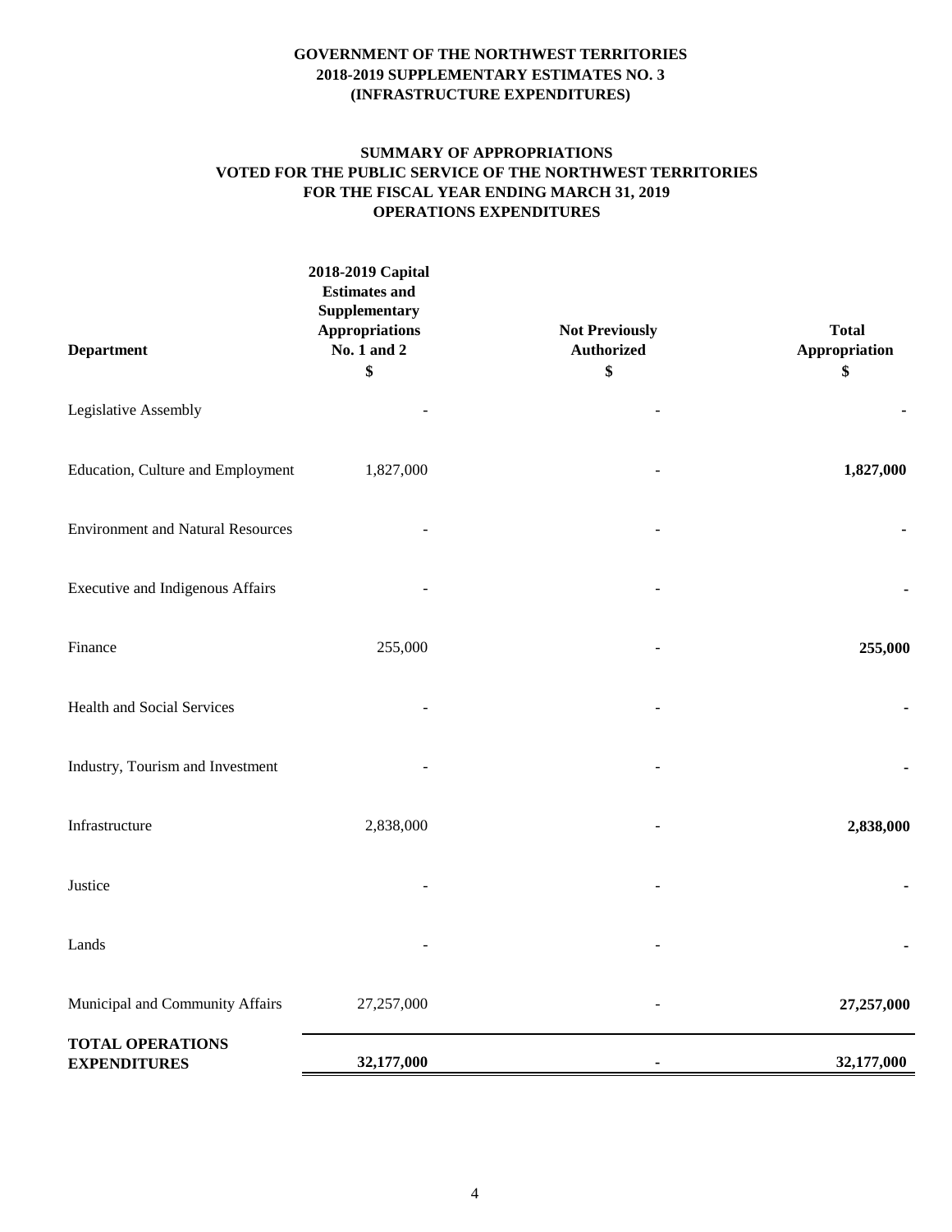**GOVERNMENT OF THE NORTHWEST TERRITORIES**
**2018-2019 SUPPLEMENTARY ESTIMATES NO. 3**
**(INFRASTRUCTURE EXPENDITURES)**

**SUMMARY OF APPROPRIATIONS**
**VOTED FOR THE PUBLIC SERVICE OF THE NORTHWEST TERRITORIES**
**FOR THE FISCAL YEAR ENDING MARCH 31, 2019**
**OPERATIONS EXPENDITURES**

| Department | 2018-2019 Capital Estimates and Supplementary Appropriations No. 1 and 2 $ | Not Previously Authorized $ | Total Appropriation $ |
|---|---|---|---|
| Legislative Assembly | - | - | **-** |
| Education, Culture and Employment | 1,827,000 | - | **1,827,000** |
| Environment and Natural Resources | - | - | **-** |
| Executive and Indigenous Affairs | - | - | **-** |
| Finance | 255,000 | - | **255,000** |
| Health and Social Services | - | - | **-** |
| Industry, Tourism and Investment | - | - | **-** |
| Infrastructure | 2,838,000 | - | **2,838,000** |
| Justice | - | - | **-** |
| Lands | - | - | **-** |
| Municipal and Community Affairs | 27,257,000 | - | **27,257,000** |
| **TOTAL OPERATIONS EXPENDITURES** | **32,177,000** | **-** | **32,177,000** |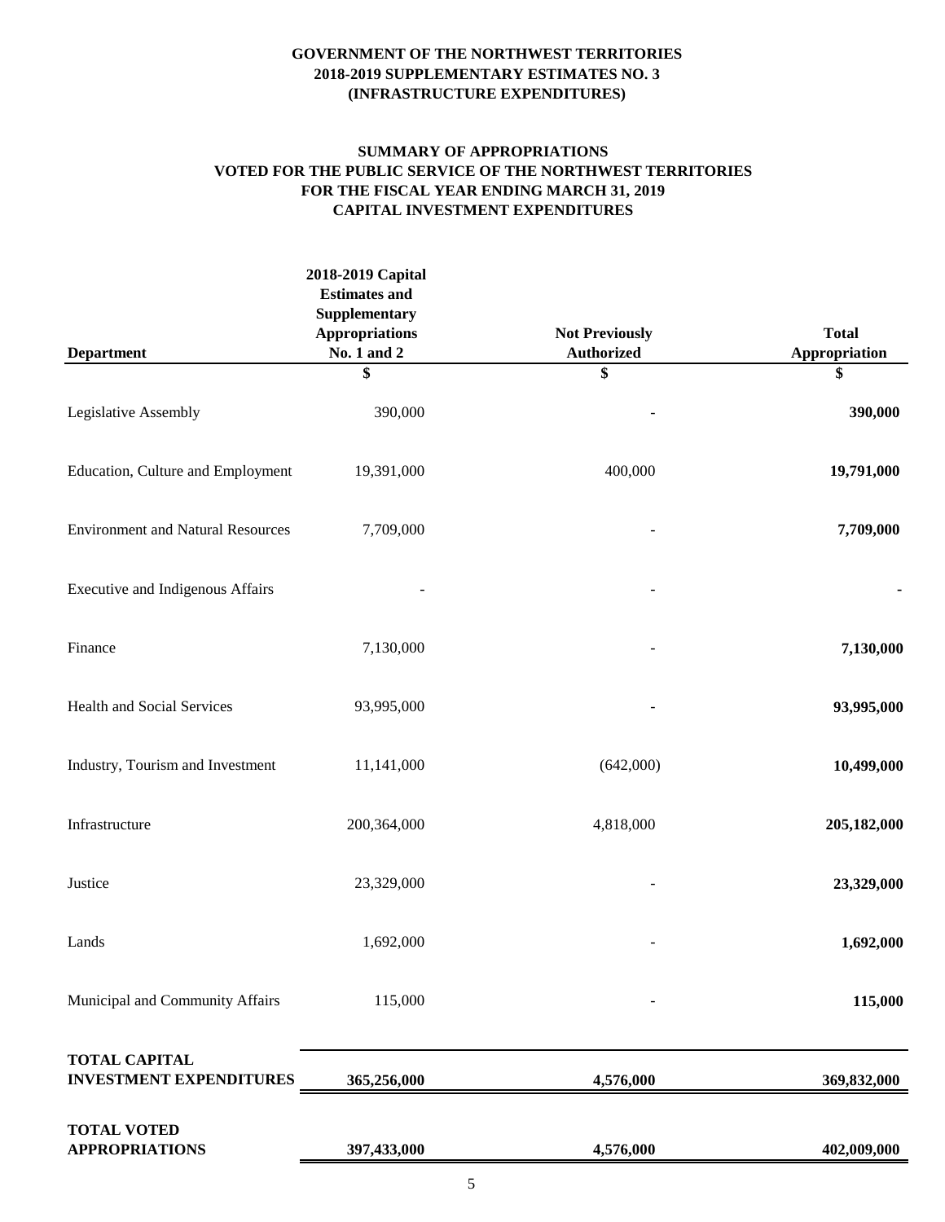**GOVERNMENT OF THE NORTHWEST TERRITORIES**
**2018-2019 SUPPLEMENTARY ESTIMATES NO. 3**
**(INFRASTRUCTURE EXPENDITURES)**

**SUMMARY OF APPROPRIATIONS**
**VOTED FOR THE PUBLIC SERVICE OF THE NORTHWEST TERRITORIES**
**FOR THE FISCAL YEAR ENDING MARCH 31, 2019**
**CAPITAL INVESTMENT EXPENDITURES**

| Department | 2018-2019 Capital Estimates and Supplementary Appropriations No. 1 and 2 | Not Previously Authorized | Total Appropriation |
|---|---|---|---|
| | $ | $ | $ |
| Legislative Assembly | 390,000 | - | **390,000** |
| Education, Culture and Employment | 19,391,000 | 400,000 | **19,791,000** |
| Environment and Natural Resources | 7,709,000 | - | **7,709,000** |
| Executive and Indigenous Affairs | - | - | - |
| Finance | 7,130,000 | - | **7,130,000** |
| Health and Social Services | 93,995,000 | - | **93,995,000** |
| Industry, Tourism and Investment | 11,141,000 | (642,000) | **10,499,000** |
| Infrastructure | 200,364,000 | 4,818,000 | **205,182,000** |
| Justice | 23,329,000 | - | **23,329,000** |
| Lands | 1,692,000 | - | **1,692,000** |
| Municipal and Community Affairs | 115,000 | - | **115,000** |
| **TOTAL CAPITAL INVESTMENT EXPENDITURES** | **365,256,000** | **4,576,000** | **369,832,000** |
| **TOTAL VOTED APPROPRIATIONS** | **397,433,000** | **4,576,000** | **402,009,000** |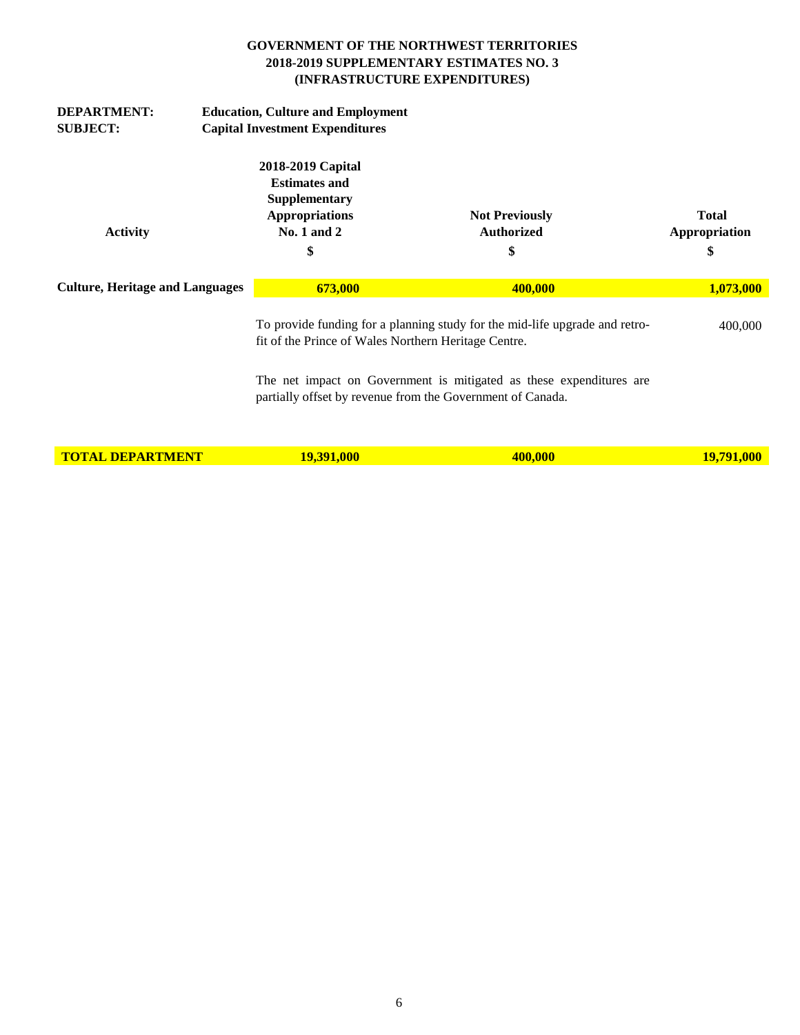**GOVERNMENT OF THE NORTHWEST TERRITORIES**
**2018-2019 SUPPLEMENTARY ESTIMATES NO. 3**
**(INFRASTRUCTURE EXPENDITURES)**

**DEPARTMENT:** Education, Culture and Employment
**SUBJECT:** Capital Investment Expenditures

| Activity | 2018-2019 Capital Estimates and Supplementary Appropriations No. 1 and 2 $ | Not Previously Authorized $ | Total Appropriation $ |
|---|---|---|---|
| **Culture, Heritage and Languages** | **673,000** | **400,000** | **1,073,000** |
| | To provide funding for a planning study for the mid-life upgrade and retro-fit of the Prince of Wales Northern Heritage Centre. | | 400,000 |
| | The net impact on Government is mitigated as these expenditures are partially offset by revenue from the Government of Canada. | | |
| **TOTAL DEPARTMENT** | **19,391,000** | **400,000** | **19,791,000** |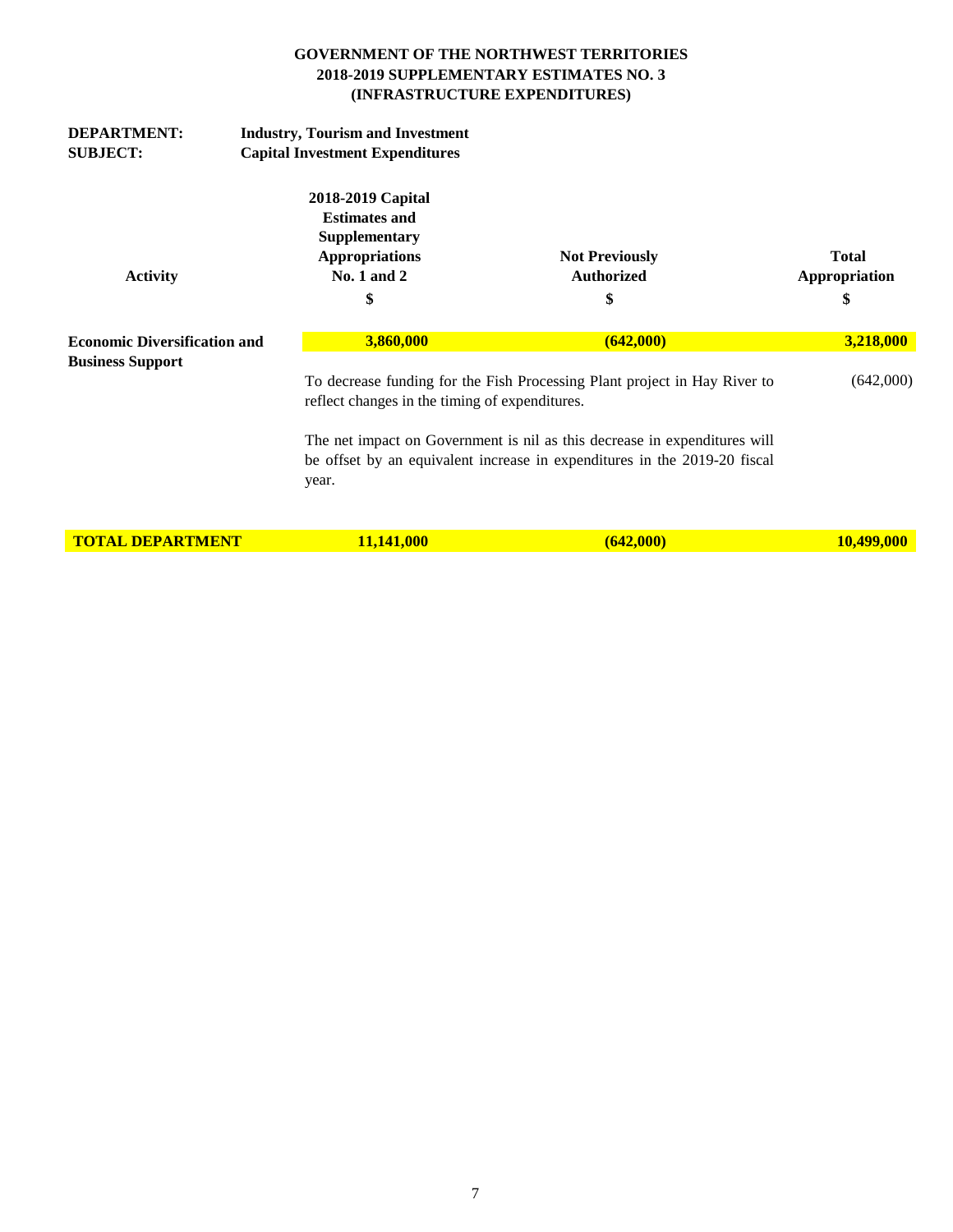**GOVERNMENT OF THE NORTHWEST TERRITORIES**
**2018-2019 SUPPLEMENTARY ESTIMATES NO. 3**
**(INFRASTRUCTURE EXPENDITURES)**

**DEPARTMENT:** **Industry, Tourism and Investment**
**SUBJECT:** **Capital Investment Expenditures**

| Activity | 2018-2019 Capital Estimates and Supplementary Appropriations No. 1 and 2 $ | Not Previously Authorized $ | Total Appropriation $ |
|---|---|---|---|
| **Economic Diversification and Business Support** | **3,860,000** | **(642,000)** | **3,218,000** |
| | To decrease funding for the Fish Processing Plant project in Hay River to reflect changes in the timing of expenditures. | | (642,000) |
| | The net impact on Government is nil as this decrease in expenditures will be offset by an equivalent increase in expenditures in the 2019-20 fiscal year. | | |
| **TOTAL DEPARTMENT** | **11,141,000** | **(642,000)** | **10,499,000** |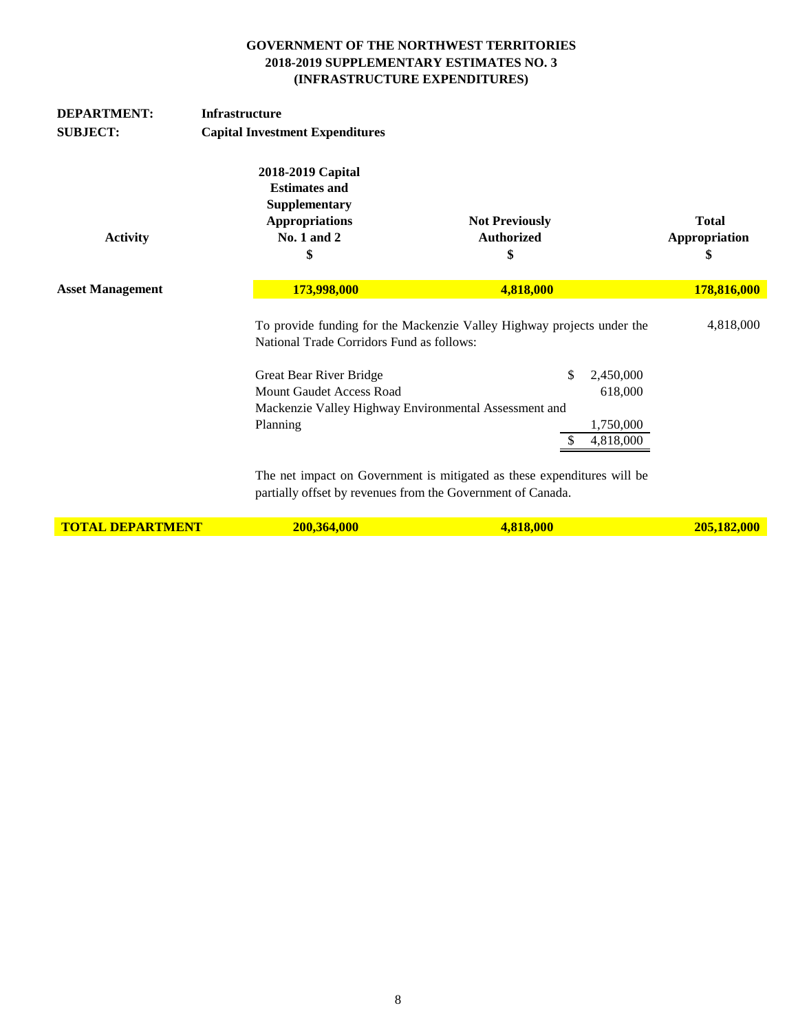**GOVERNMENT OF THE NORTHWEST TERRITORIES**
**2018-2019 SUPPLEMENTARY ESTIMATES NO. 3**
**(INFRASTRUCTURE EXPENDITURES)**

**DEPARTMENT:** **Infrastructure**
**SUBJECT:** **Capital Investment Expenditures**

| Activity | 2018-2019 Capital Estimates and Supplementary Appropriations No. 1 and 2 $ | Not Previously Authorized $ | Total Appropriation $ |
|---|---|---|---|
| **Asset Management** | **173,998,000** | **4,818,000** | **178,816,000** |
| | To provide funding for the Mackenzie Valley Highway projects under the National Trade Corridors Fund as follows: | | 4,818,000 |
| | Great Bear River Bridge | $ 2,450,000 | |
| | Mount Gaudet Access Road | 618,000 | |
| | Mackenzie Valley Highway Environmental Assessment and Planning | 1,750,000 | |
| | | $ 4,818,000 | |
| | The net impact on Government is mitigated as these expenditures will be partially offset by revenues from the Government of Canada. | | |
| **TOTAL DEPARTMENT** | **200,364,000** | **4,818,000** | **205,182,000** |